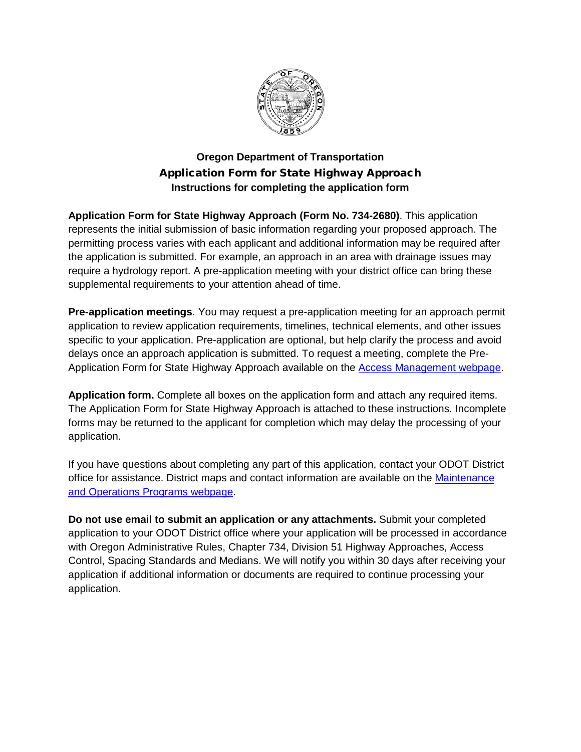# Oregon Department of Transportation

## Application Form for State Highway Approach

### Instructions for completing the application form

**Application Form for State Highway Approach (Form No. 734-2680)**. This application represents the initial submission of basic information regarding your proposed approach. The permitting process varies with each applicant and additional information may be required after the application is submitted. For example, an approach in an area with drainage issues may require a hydrology report. A pre-application meeting with your district office can bring these supplemental requirements to your attention ahead of time.

**Pre-application meetings**. You may request a pre-application meeting for an approach permit application to review application requirements, timelines, technical elements, and other issues specific to your application. Pre-application are optional, but help clarify the process and avoid delays once an approach application is submitted. To request a meeting, complete the Pre-Application Form for State Highway Approach available on the Access Management webpage.

**Application form.** Complete all boxes on the application form and attach any required items. The Application Form for State Highway Approach is attached to these instructions. Incomplete forms may be returned to the applicant for completion which may delay the processing of your application.

If you have questions about completing any part of this application, contact your ODOT District office for assistance. District maps and contact information are available on the Maintenance and Operations Programs webpage.

**Do not use email to submit an application or any attachments.** Submit your completed application to your ODOT District office where your application will be processed in accordance with Oregon Administrative Rules, Chapter 734, Division 51 Highway Approaches, Access Control, Spacing Standards and Medians. We will notify you within 30 days after receiving your application if additional information or documents are required to continue processing your application.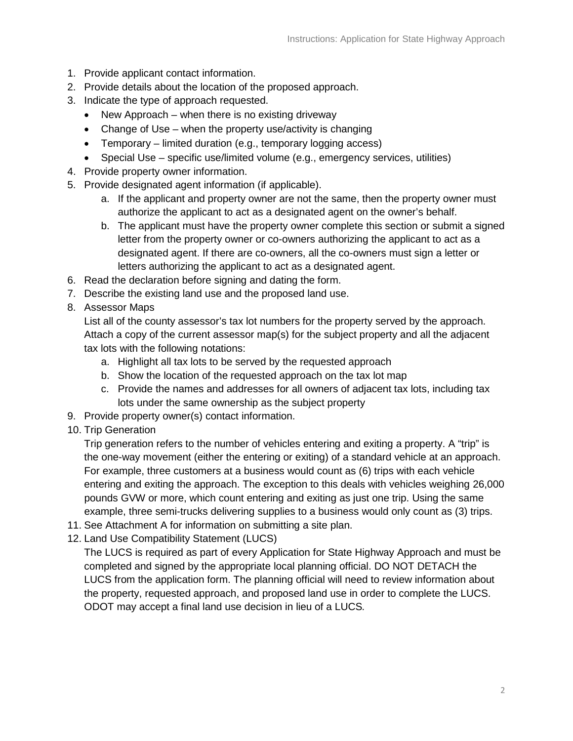1. Provide applicant contact information.
2. Provide details about the location of the proposed approach.
3. Indicate the type of approach requested.
   - New Approach – when there is no existing driveway
   - Change of Use – when the property use/activity is changing
   - Temporary – limited duration (e.g., temporary logging access)
   - Special Use – specific use/limited volume (e.g., emergency services, utilities)
4. Provide property owner information.
5. Provide designated agent information (if applicable).
   a. If the applicant and property owner are not the same, then the property owner must authorize the applicant to act as a designated agent on the owner's behalf.
   b. The applicant must have the property owner complete this section or submit a signed letter from the property owner or co-owners authorizing the applicant to act as a designated agent. If there are co-owners, all the co-owners must sign a letter or letters authorizing the applicant to act as a designated agent.
6. Read the declaration before signing and dating the form.
7. Describe the existing land use and the proposed land use.
8. Assessor Maps
   List all of the county assessor's tax lot numbers for the property served by the approach. Attach a copy of the current assessor map(s) for the subject property and all the adjacent tax lots with the following notations:
   a. Highlight all tax lots to be served by the requested approach
   b. Show the location of the requested approach on the tax lot map
   c. Provide the names and addresses for all owners of adjacent tax lots, including tax lots under the same ownership as the subject property
9. Provide property owner(s) contact information.
10. Trip Generation
    Trip generation refers to the number of vehicles entering and exiting a property. A "trip" is the one-way movement (either the entering or exiting) of a standard vehicle at an approach. For example, three customers at a business would count as (6) trips with each vehicle entering and exiting the approach. The exception to this deals with vehicles weighing 26,000 pounds GVW or more, which count entering and exiting as just one trip. Using the same example, three semi-trucks delivering supplies to a business would only count as (3) trips.
11. See Attachment A for information on submitting a site plan.
12. Land Use Compatibility Statement (LUCS)
    The LUCS is required as part of every Application for State Highway Approach and must be completed and signed by the appropriate local planning official. DO NOT DETACH the LUCS from the application form. The planning official will need to review information about the property, requested approach, and proposed land use in order to complete the LUCS. ODOT may accept a final land use decision in lieu of a LUCS.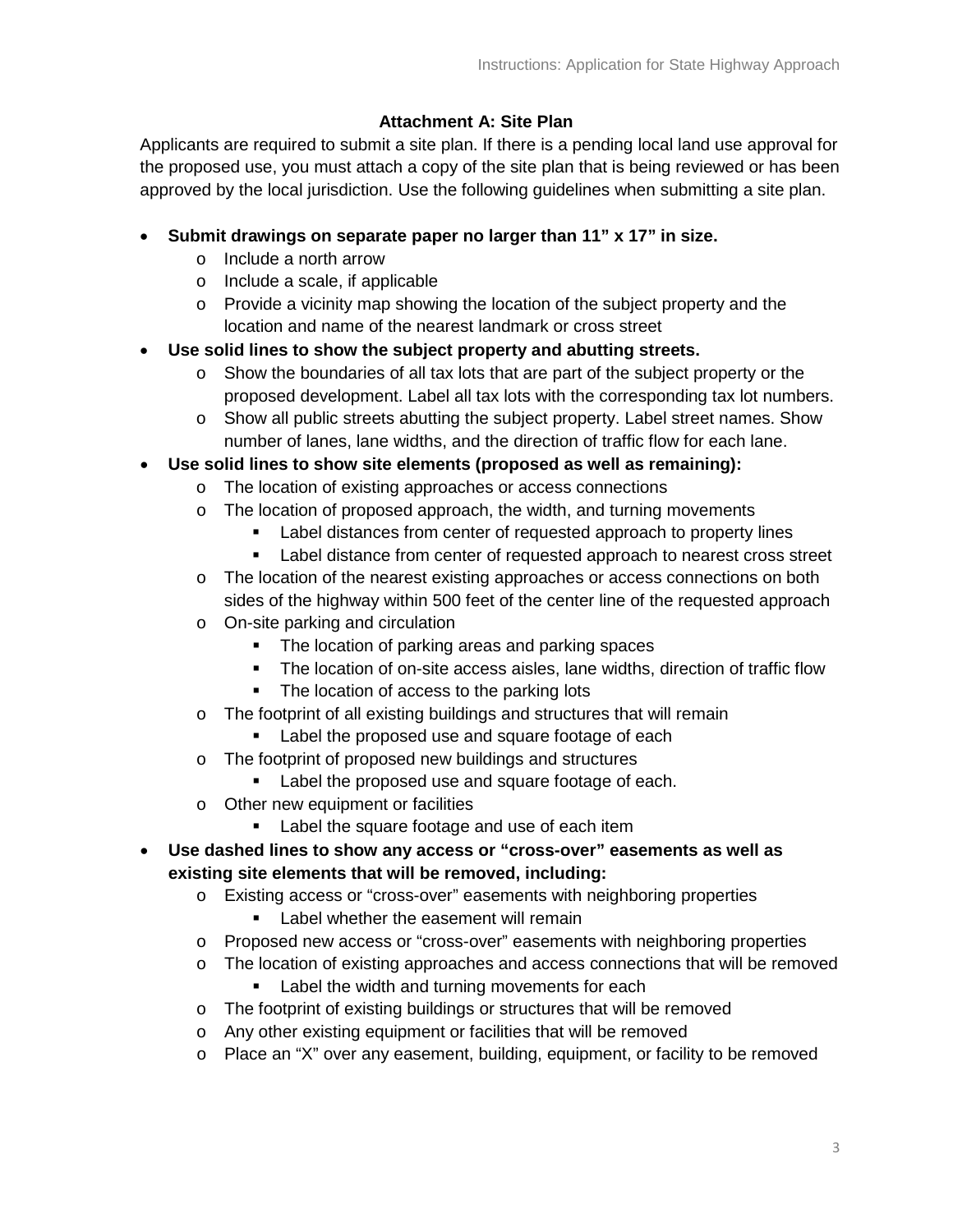## Attachment A: Site Plan

Applicants are required to submit a site plan. If there is a pending local land use approval for the proposed use, you must attach a copy of the site plan that is being reviewed or has been approved by the local jurisdiction. Use the following guidelines when submitting a site plan.

- **Submit drawings on separate paper no larger than 11" x 17" in size.**
  - Include a north arrow
  - Include a scale, if applicable
  - Provide a vicinity map showing the location of the subject property and the location and name of the nearest landmark or cross street
- **Use solid lines to show the subject property and abutting streets.**
  - Show the boundaries of all tax lots that are part of the subject property or the proposed development. Label all tax lots with the corresponding tax lot numbers.
  - Show all public streets abutting the subject property. Label street names. Show number of lanes, lane widths, and the direction of traffic flow for each lane.
- **Use solid lines to show site elements (proposed as well as remaining):**
  - The location of existing approaches or access connections
  - The location of proposed approach, the width, and turning movements
    - Label distances from center of requested approach to property lines
    - Label distance from center of requested approach to nearest cross street
  - The location of the nearest existing approaches or access connections on both sides of the highway within 500 feet of the center line of the requested approach
  - On-site parking and circulation
    - The location of parking areas and parking spaces
    - The location of on-site access aisles, lane widths, direction of traffic flow
    - The location of access to the parking lots
  - The footprint of all existing buildings and structures that will remain
    - Label the proposed use and square footage of each
  - The footprint of proposed new buildings and structures
    - Label the proposed use and square footage of each.
  - Other new equipment or facilities
    - Label the square footage and use of each item
- **Use dashed lines to show any access or "cross-over" easements as well as existing site elements that will be removed, including:**
  - Existing access or "cross-over" easements with neighboring properties
    - Label whether the easement will remain
  - Proposed new access or "cross-over" easements with neighboring properties
  - The location of existing approaches and access connections that will be removed
    - Label the width and turning movements for each
  - The footprint of existing buildings or structures that will be removed
  - Any other existing equipment or facilities that will be removed
  - Place an "X" over any easement, building, equipment, or facility to be removed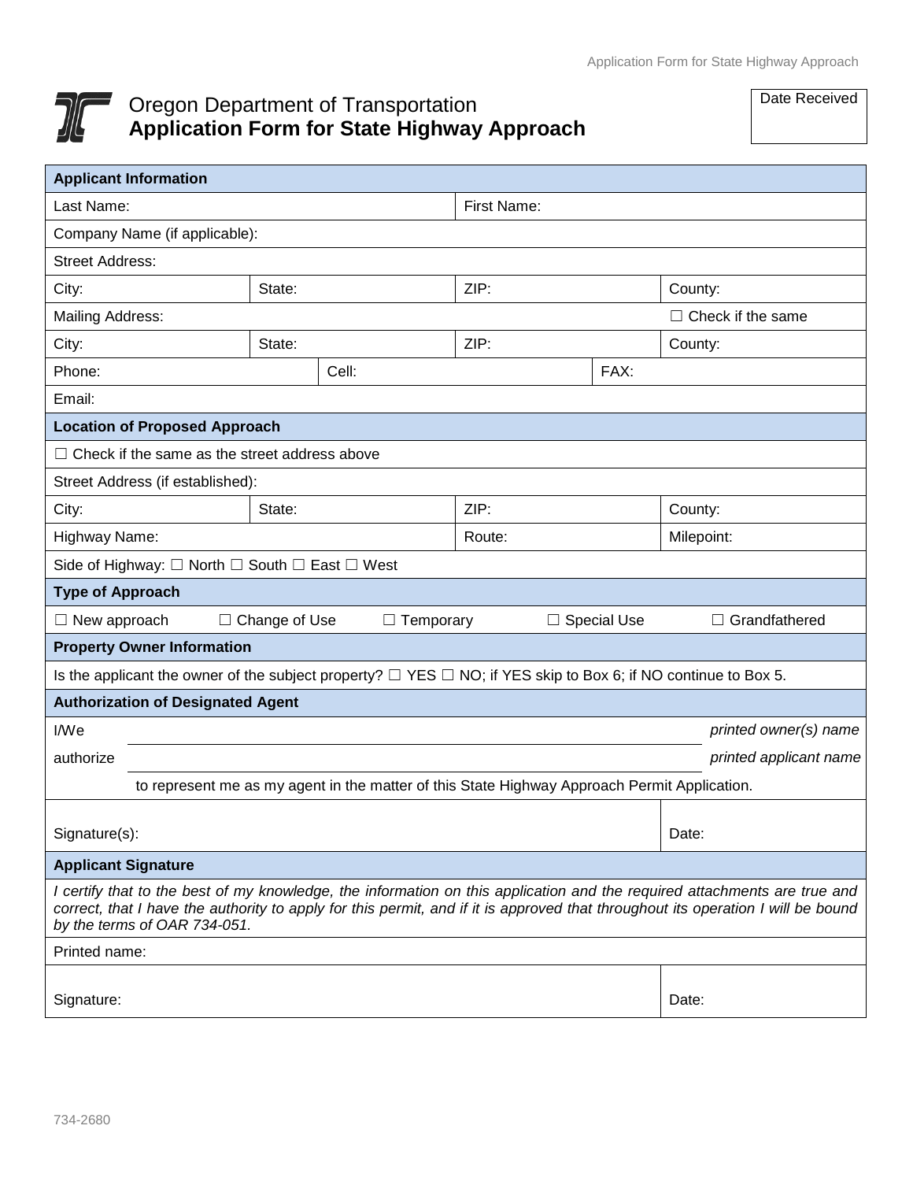# Oregon Department of Transportation
## Application Form for State Highway Approach

| Date Received |
|---|
| |

| **Applicant Information** | | | |
|---|---|---|---|
| Last Name: | | First Name: | |
| Company Name (if applicable): | | | |
| Street Address: | | | |
| City: | State: | ZIP: | County: |
| Mailing Address: | | | ☐ Check if the same |
| City: | State: | ZIP: | County: |
| Phone: | Cell: | FAX: | |
| Email: | | | |
| **Location of Proposed Approach** | | | |
| ☐ Check if the same as the street address above | | | |
| Street Address (if established): | | | |
| City: | State: | ZIP: | County: |
| Highway Name: | | Route: | Milepoint: |
| Side of Highway: ☐ North ☐ South ☐ East ☐ West | | | |
| **Type of Approach** | | | |
| ☐ New approach ☐ Change of Use ☐ Temporary ☐ Special Use ☐ Grandfathered | | | |
| **Property Owner Information** | | | |
| Is the applicant the owner of the subject property? ☐ YES ☐ NO; if YES skip to Box 6; if NO continue to Box 5. | | | |
| **Authorization of Designated Agent** | | | |
| I/We ______________________ *printed owner(s) name* | | | |
| authorize ______________________ *printed applicant name* | | | |
| to represent me as my agent in the matter of this State Highway Approach Permit Application. | | | |
| Signature(s): | | | Date: |
| **Applicant Signature** | | | |
| *I certify that to the best of my knowledge, the information on this application and the required attachments are true and correct, that I have the authority to apply for this permit, and if it is approved that throughout its operation I will be bound by the terms of OAR 734-051.* | | | |
| Printed name: | | | |
| Signature: | | | Date: |

734-2680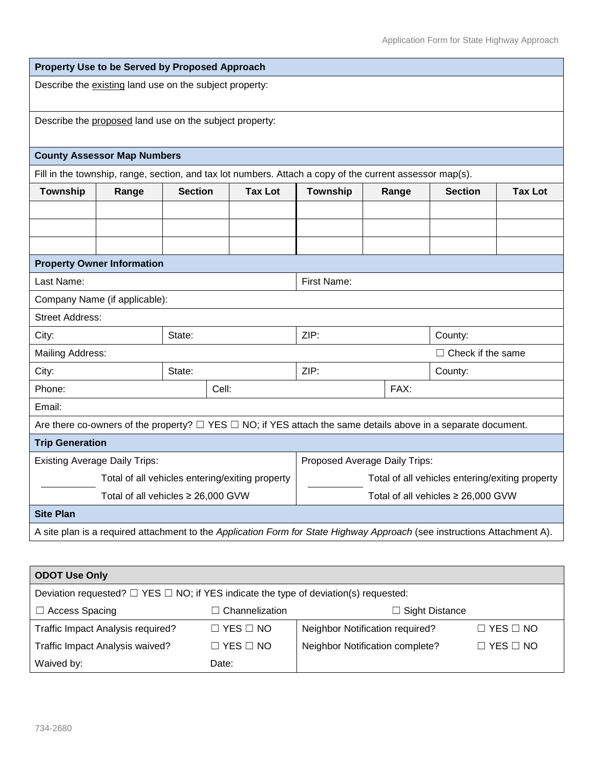## Property Use to be Served by Proposed Approach

Describe the existing land use on the subject property:

Describe the proposed land use on the subject property:

## County Assessor Map Numbers

Fill in the township, range, section, and tax lot numbers. Attach a copy of the current assessor map(s).

| Township | Range | Section | Tax Lot | Township | Range | Section | Tax Lot |
|---|---|---|---|---|---|---|---|
| | | | | | | | |
| | | | | | | | |
| | | | | | | | |

## Property Owner Information

| | | | |
|---|---|---|---|
| Last Name: | | First Name: | |
| Company Name (if applicable): | | | |
| Street Address: | | | |
| City: | State: | ZIP: | County: |
| Mailing Address: | | | ☐ Check if the same |
| City: | State: | ZIP: | County: |
| Phone: | Cell: | FAX: | |
| Email: | | | |

Are there co-owners of the property? ☐ YES ☐ NO; if YES attach the same details above in a separate document.

## Trip Generation

| Existing Average Daily Trips: | Proposed Average Daily Trips: |
|---|---|
| ________ Total of all vehicles entering/exiting property | ________ Total of all vehicles entering/exiting property |
| Total of all vehicles ≥ 26,000 GVW | Total of all vehicles ≥ 26,000 GVW |

## Site Plan

A site plan is a required attachment to the *Application Form for State Highway Approach* (see instructions Attachment A).

## ODOT Use Only

Deviation requested? ☐ YES ☐ NO; if YES indicate the type of deviation(s) requested:

☐ Access Spacing ☐ Channelization ☐ Sight Distance

| | | | |
|---|---|---|---|
| Traffic Impact Analysis required? | ☐ YES ☐ NO | Neighbor Notification required? | ☐ YES ☐ NO |
| Traffic Impact Analysis waived? | ☐ YES ☐ NO | Neighbor Notification complete? | ☐ YES ☐ NO |
| Waived by: | Date: | | |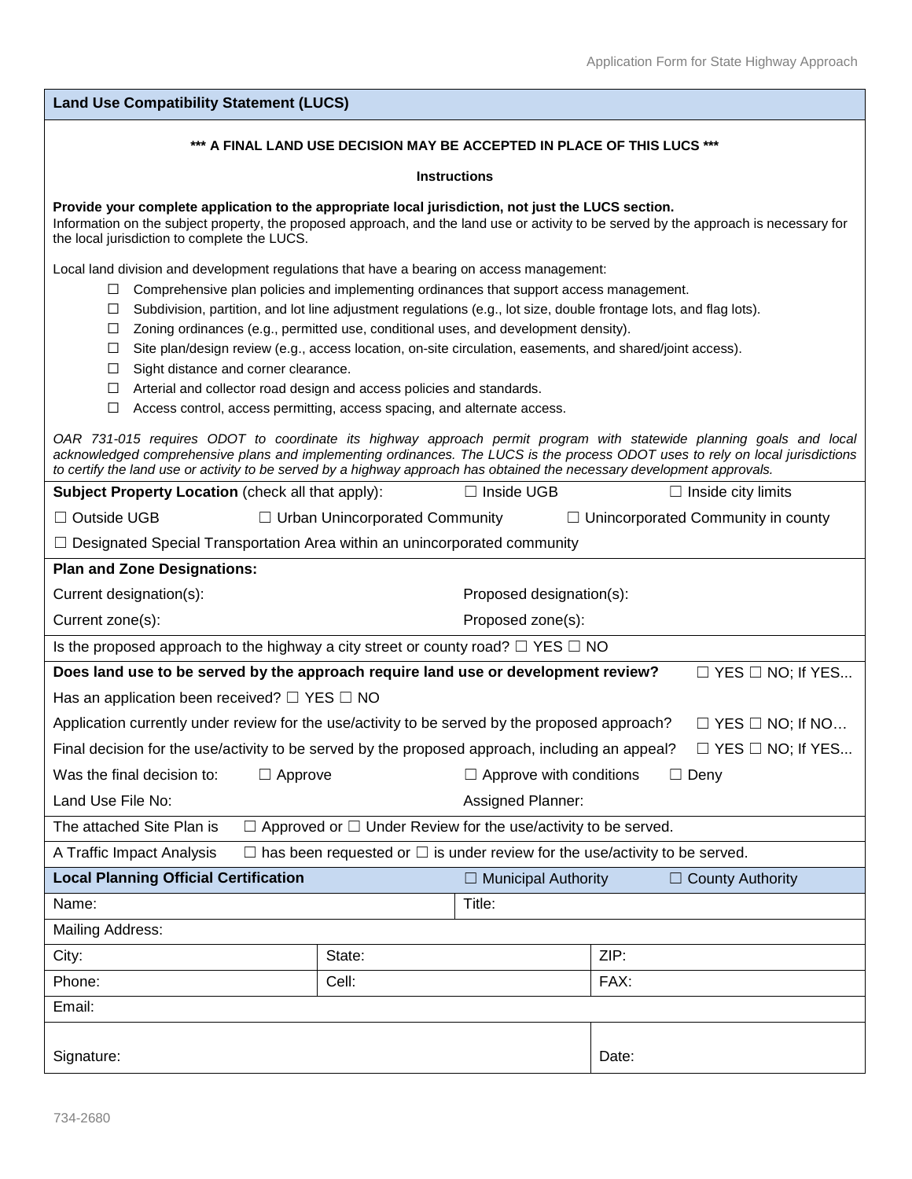## Land Use Compatibility Statement (LUCS)

**\*\*\* A FINAL LAND USE DECISION MAY BE ACCEPTED IN PLACE OF THIS LUCS \*\*\***

**Instructions**

**Provide your complete application to the appropriate local jurisdiction, not just the LUCS section.**
Information on the subject property, the proposed approach, and the land use or activity to be served by the approach is necessary for the local jurisdiction to complete the LUCS.

Local land division and development regulations that have a bearing on access management:

- ☐ Comprehensive plan policies and implementing ordinances that support access management.
- ☐ Subdivision, partition, and lot line adjustment regulations (e.g., lot size, double frontage lots, and flag lots).
- ☐ Zoning ordinances (e.g., permitted use, conditional uses, and development density).
- ☐ Site plan/design review (e.g., access location, on-site circulation, easements, and shared/joint access).
- ☐ Sight distance and corner clearance.
- ☐ Arterial and collector road design and access policies and standards.
- ☐ Access control, access permitting, access spacing, and alternate access.

*OAR 731-015 requires ODOT to coordinate its highway approach permit program with statewide planning goals and local acknowledged comprehensive plans and implementing ordinances. The LUCS is the process ODOT uses to rely on local jurisdictions to certify the land use or activity to be served by a highway approach has obtained the necessary development approvals.*

**Subject Property Location** (check all that apply): ☐ Inside UGB ☐ Inside city limits

☐ Outside UGB ☐ Urban Unincorporated Community ☐ Unincorporated Community in county

☐ Designated Special Transportation Area within an unincorporated community

**Plan and Zone Designations:**

Current designation(s): Proposed designation(s):

Current zone(s): Proposed zone(s):

Is the proposed approach to the highway a city street or county road? ☐ YES ☐ NO

**Does land use to be served by the approach require land use or development review?** ☐ YES ☐ NO; If YES...

Has an application been received? ☐ YES ☐ NO

Application currently under review for the use/activity to be served by the proposed approach? ☐ YES ☐ NO; If NO…

Final decision for the use/activity to be served by the proposed approach, including an appeal? ☐ YES ☐ NO; If YES...

Was the final decision to: ☐ Approve ☐ Approve with conditions ☐ Deny

Land Use File No: Assigned Planner:

The attached Site Plan is ☐ Approved or ☐ Under Review for the use/activity to be served.

A Traffic Impact Analysis ☐ has been requested or ☐ is under review for the use/activity to be served.

**Local Planning Official Certification** ☐ Municipal Authority ☐ County Authority

| | | |
|---|---|---|
| Name: | Title: | |
| Mailing Address: | | |
| City: | State: | ZIP: |
| Phone: | Cell: | FAX: |
| Email: | | |
| Signature: | | Date: |

734-2680